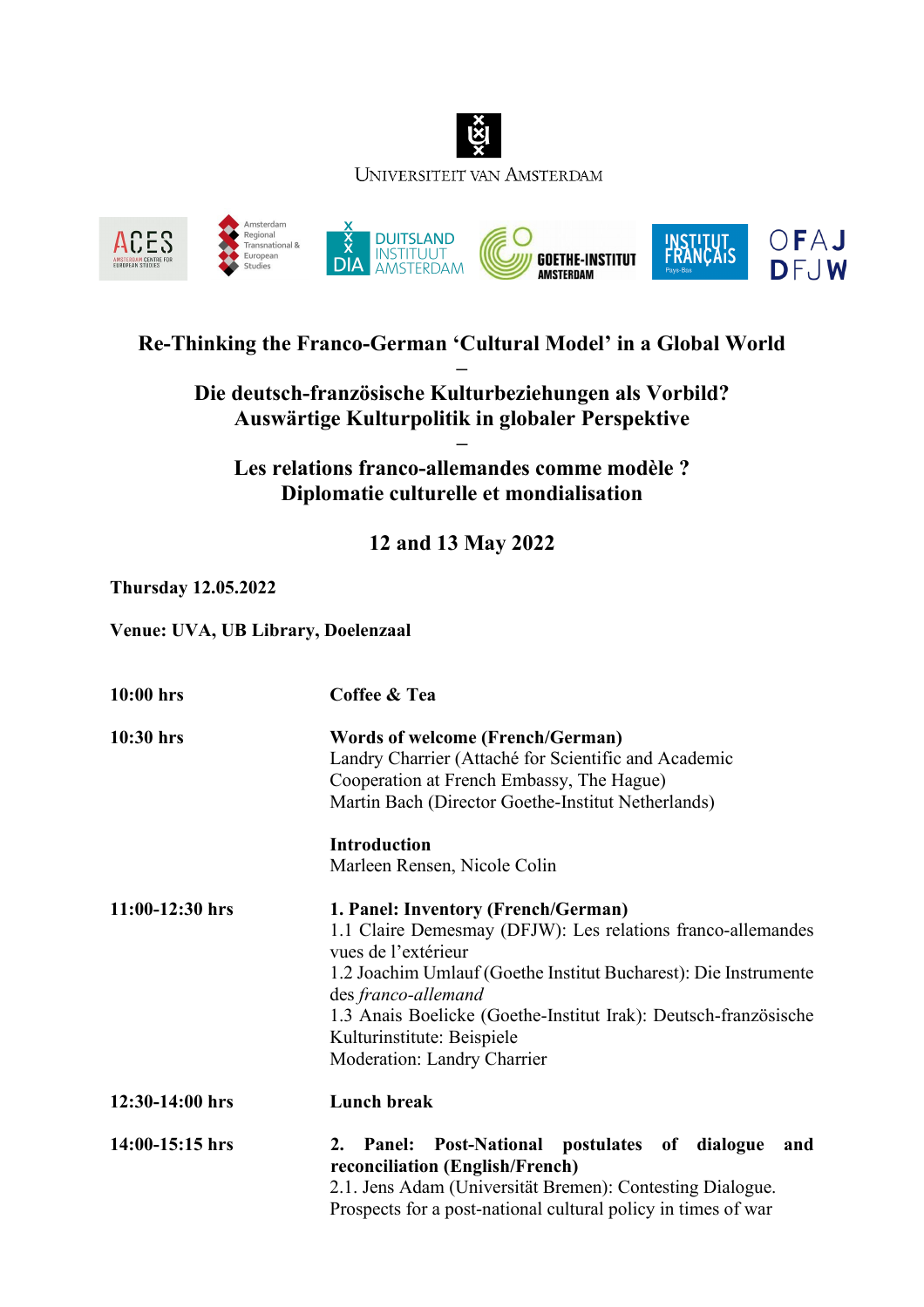Universiteit van Amsterdam

# Re-Thinking the Franco-German 'Cultural Model' in a Global World

–

# Die deutsch-französische Kulturbeziehungen als Vorbild? Auswärtige Kulturpolitik in globaler Perspektive

–

# Les relations franco-allemandes comme modèle ? Diplomatie culturelle et mondialisation

## 12 and 13 May 2022

**Thursday 12.05.2022**

**Venue: UVA, UB Library, Doelenzaal**

**10:00 hrs** — **Coffee & Tea**

**10:30 hrs** — **Words of welcome (French/German)**
Landry Charrier (Attaché for Scientific and Academic Cooperation at French Embassy, The Hague)
Martin Bach (Director Goethe-Institut Netherlands)

**Introduction**
Marleen Rensen, Nicole Colin

**11:00-12:30 hrs** — **1. Panel: Inventory (French/German)**
1.1 Claire Demesmay (DFJW): Les relations franco-allemandes vues de l'extérieur
1.2 Joachim Umlauf (Goethe Institut Bucharest): Die Instrumente des *franco-allemand*
1.3 Anais Boelicke (Goethe-Institut Irak): Deutsch-französische Kulturinstitute: Beispiele
Moderation: Landry Charrier

**12:30-14:00 hrs** — **Lunch break**

**14:00-15:15 hrs** — **2. Panel: Post-National postulates of dialogue and reconciliation (English/French)**
2.1. Jens Adam (Universität Bremen): Contesting Dialogue. Prospects for a post-national cultural policy in times of war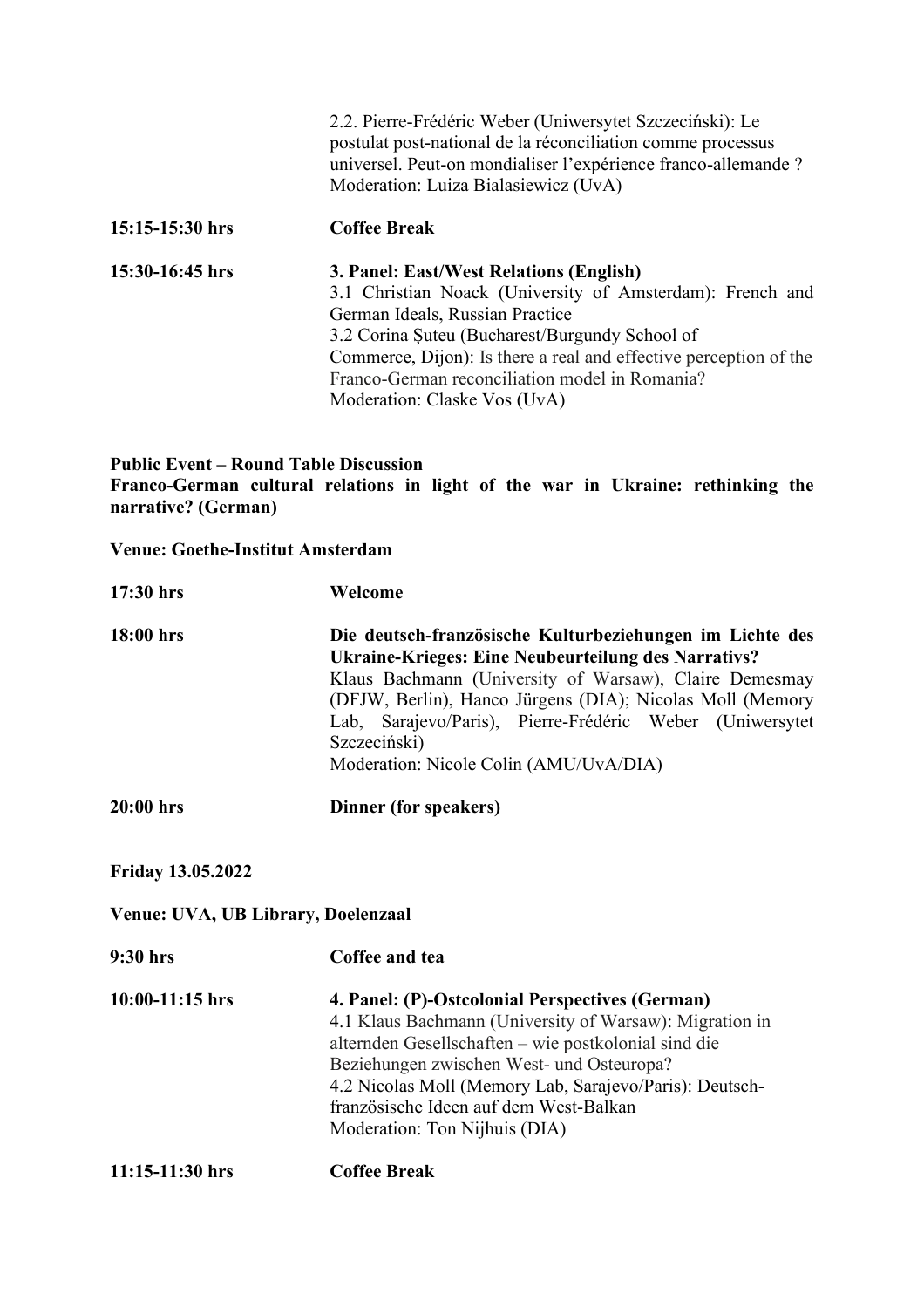2.2. Pierre-Frédéric Weber (Uniwersytet Szczeciński): Le postulat post-national de la réconciliation comme processus universel. Peut-on mondialiser l'expérience franco-allemande ?
Moderation: Luiza Bialasiewicz (UvA)

**15:15-15:30 hrs** **Coffee Break**

**15:30-16:45 hrs** **3. Panel: East/West Relations (English)**
3.1 Christian Noack (University of Amsterdam): French and German Ideals, Russian Practice
3.2 Corina Şuteu (Bucharest/Burgundy School of Commerce, Dijon): Is there a real and effective perception of the Franco-German reconciliation model in Romania?
Moderation: Claske Vos (UvA)

**Public Event – Round Table Discussion**
**Franco-German cultural relations in light of the war in Ukraine: rethinking the narrative? (German)**

**Venue: Goethe-Institut Amsterdam**

**17:30 hrs** **Welcome**

**18:00 hrs** **Die deutsch-französische Kulturbeziehungen im Lichte des Ukraine-Krieges: Eine Neubeurteilung des Narrativs?**
Klaus Bachmann (University of Warsaw), Claire Demesmay (DFJW, Berlin), Hanco Jürgens (DIA); Nicolas Moll (Memory Lab, Sarajevo/Paris), Pierre-Frédéric Weber (Uniwersytet Szczeciński)
Moderation: Nicole Colin (AMU/UvA/DIA)

**20:00 hrs** **Dinner (for speakers)**

**Friday 13.05.2022**

**Venue: UVA, UB Library, Doelenzaal**

**9:30 hrs** **Coffee and tea**

**10:00-11:15 hrs** **4. Panel: (P)-Ostcolonial Perspectives (German)**
4.1 Klaus Bachmann (University of Warsaw): Migration in alternden Gesellschaften – wie postkolonial sind die Beziehungen zwischen West- und Osteuropa?
4.2 Nicolas Moll (Memory Lab, Sarajevo/Paris): Deutsch-französische Ideen auf dem West-Balkan
Moderation: Ton Nijhuis (DIA)

**11:15-11:30 hrs** **Coffee Break**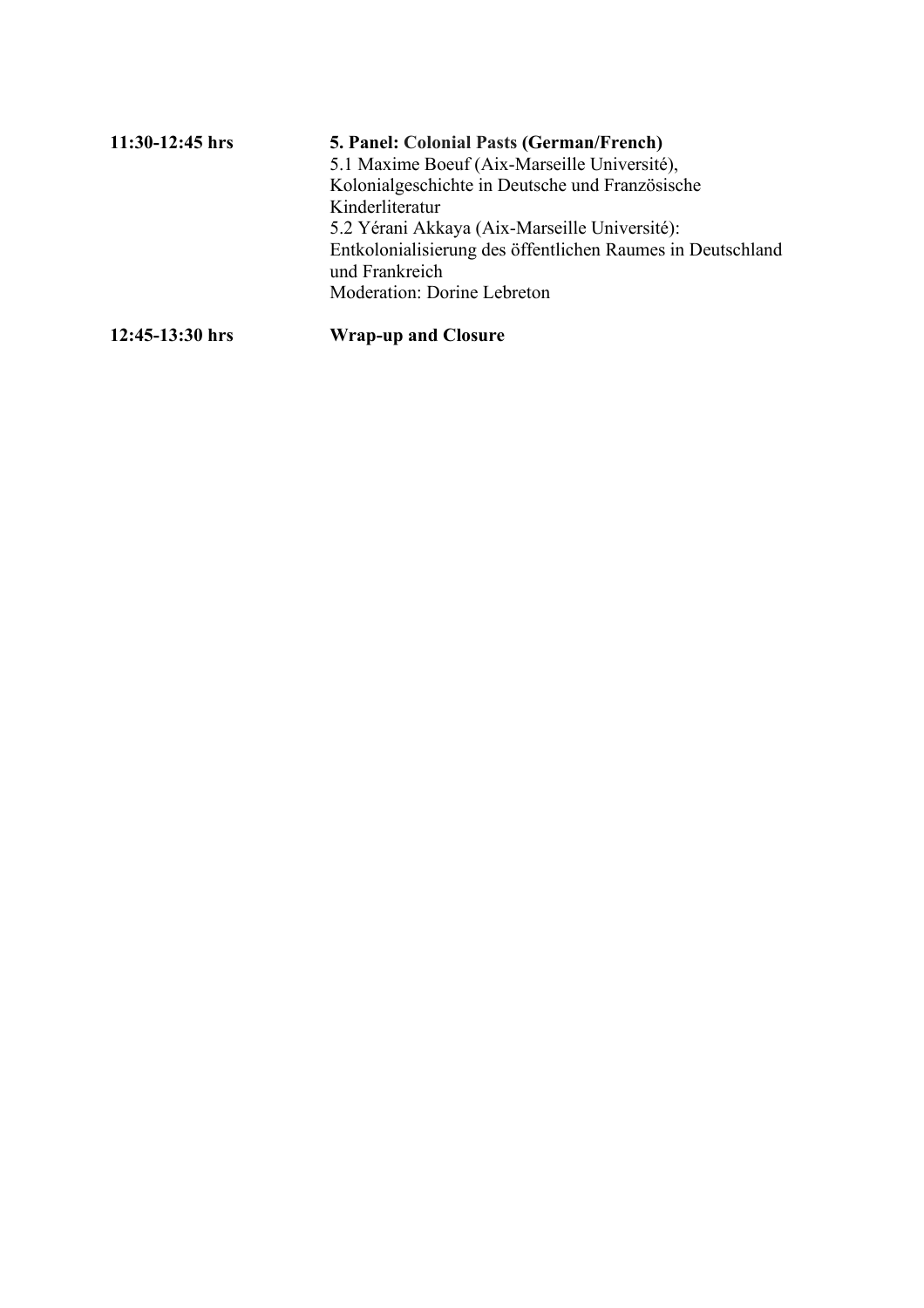**11:30-12:45 hrs** **5. Panel: Colonial Pasts (German/French)**
5.1 Maxime Boeuf (Aix-Marseille Université), Kolonialgeschichte in Deutsche und Französische Kinderliteratur
5.2 Yérani Akkaya (Aix-Marseille Université): Entkolonialisierung des öffentlichen Raumes in Deutschland und Frankreich
Moderation: Dorine Lebreton

**12:45-13:30 hrs** **Wrap-up and Closure**